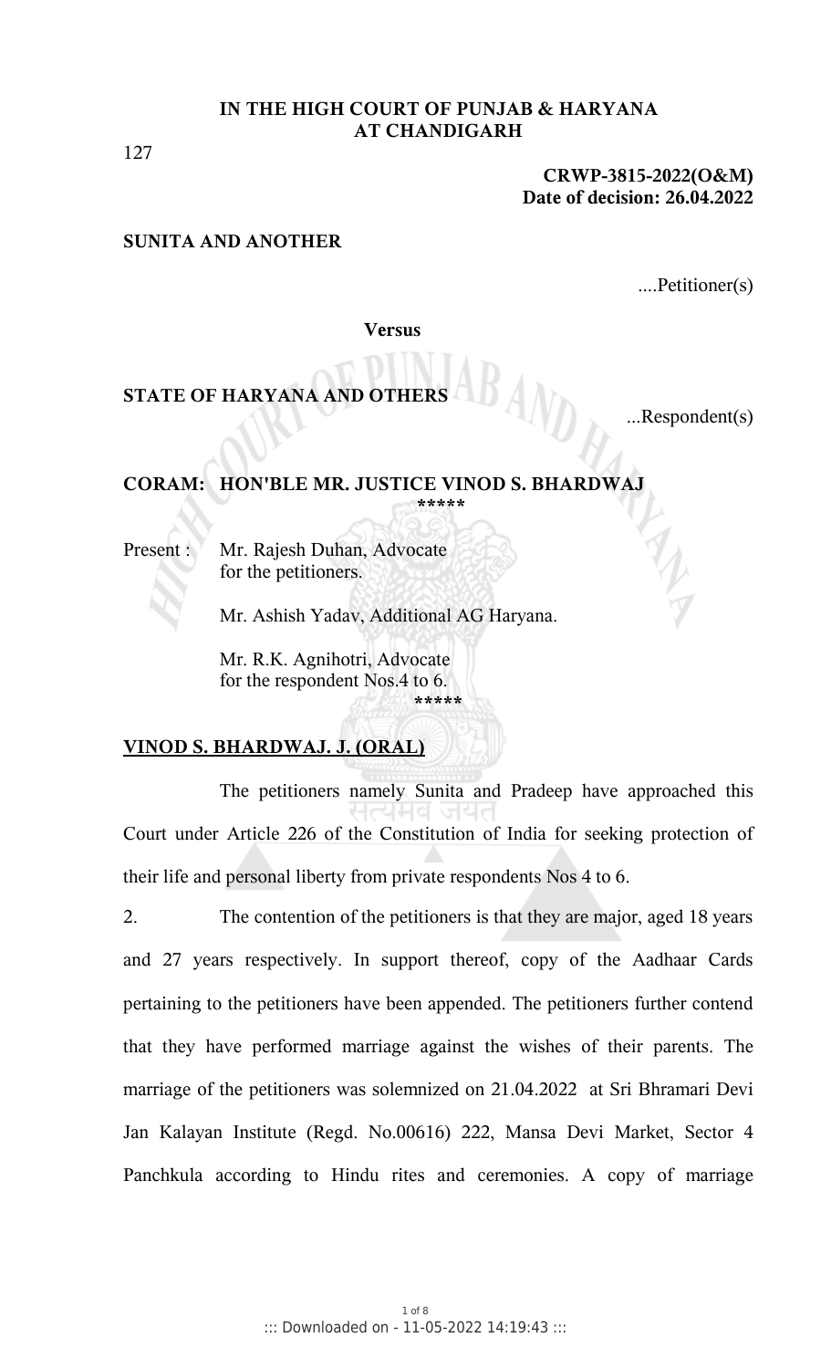**IN THE HIGH COURT OF PUNJAB & HARYANA AT CHANDIGARH**

127

**CRWP-3815-2022(O&M)**
**Date of decision: 26.04.2022**

**SUNITA AND ANOTHER**

....Petitioner(s)

**Versus**

**STATE OF HARYANA AND OTHERS**

...Respondent(s)

**CORAM: HON'BLE MR. JUSTICE VINOD S. BHARDWAJ**

*****

Present : Mr. Rajesh Duhan, Advocate for the petitioners.

Mr. Ashish Yadav, Additional AG Haryana.

Mr. R.K. Agnihotri, Advocate for the respondent Nos.4 to 6.

*****

**VINOD S. BHARDWAJ. J. (ORAL)**

The petitioners namely Sunita and Pradeep have approached this Court under Article 226 of the Constitution of India for seeking protection of their life and personal liberty from private respondents Nos 4 to 6.

2. The contention of the petitioners is that they are major, aged 18 years and 27 years respectively. In support thereof, copy of the Aadhaar Cards pertaining to the petitioners have been appended. The petitioners further contend that they have performed marriage against the wishes of their parents. The marriage of the petitioners was solemnized on 21.04.2022 at Sri Bhramari Devi Jan Kalayan Institute (Regd. No.00616) 222, Mansa Devi Market, Sector 4 Panchkula according to Hindu rites and ceremonies. A copy of marriage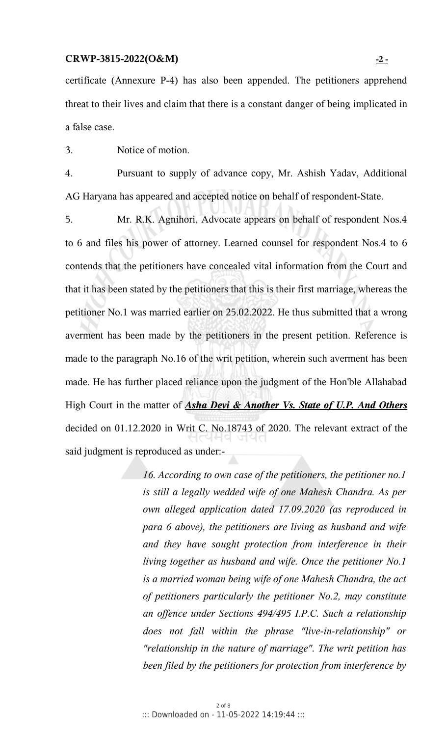certificate (Annexure P-4) has also been appended. The petitioners apprehend threat to their lives and claim that there is a constant danger of being implicated in a false case.

3. Notice of motion.

4. Pursuant to supply of advance copy, Mr. Ashish Yadav, Additional AG Haryana has appeared and accepted notice on behalf of respondent-State.

5. Mr. R.K. Agnihori, Advocate appears on behalf of respondent Nos.4 to 6 and files his power of attorney. Learned counsel for respondent Nos.4 to 6 contends that the petitioners have concealed vital information from the Court and that it has been stated by the petitioners that this is their first marriage, whereas the petitioner No.1 was married earlier on 25.02.2022. He thus submitted that a wrong averment has been made by the petitioners in the present petition. Reference is made to the paragraph No.16 of the writ petition, wherein such averment has been made. He has further placed reliance upon the judgment of the Hon'ble Allahabad High Court in the matter of ***Asha Devi & Another Vs. State of U.P. And Others*** decided on 01.12.2020 in Writ C. No.18743 of 2020. The relevant extract of the said judgment is reproduced as under:-

> *16. According to own case of the petitioners, the petitioner no.1 is still a legally wedded wife of one Mahesh Chandra. As per own alleged application dated 17.09.2020 (as reproduced in para 6 above), the petitioners are living as husband and wife and they have sought protection from interference in their living together as husband and wife. Once the petitioner No.1 is a married woman being wife of one Mahesh Chandra, the act of petitioners particularly the petitioner No.2, may constitute an offence under Sections 494/495 I.P.C. Such a relationship does not fall within the phrase "live-in-relationship" or "relationship in the nature of marriage". The writ petition has been filed by the petitioners for protection from interference by*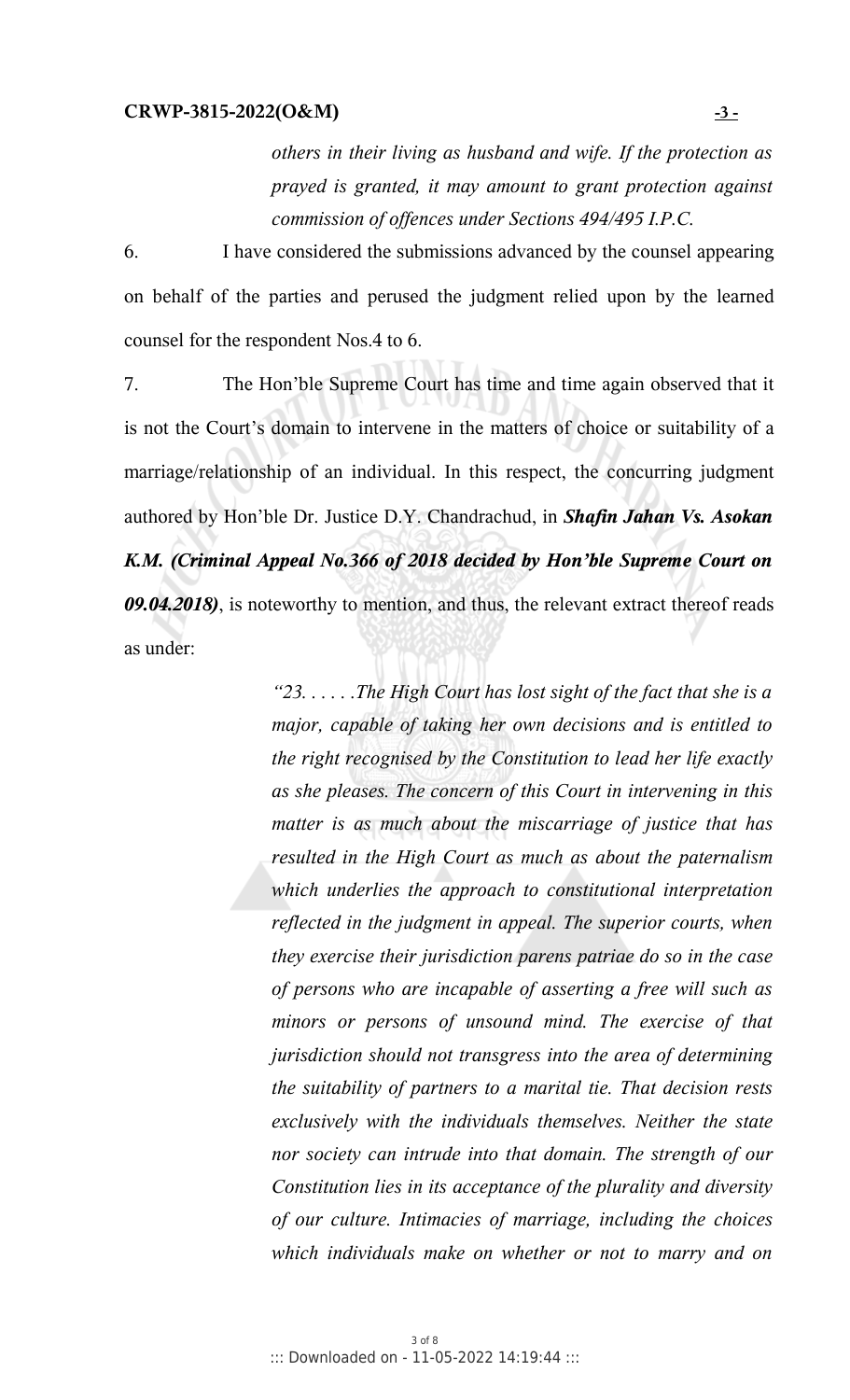> *others in their living as husband and wife. If the protection as prayed is granted, it may amount to grant protection against commission of offences under Sections 494/495 I.P.C.*

6. I have considered the submissions advanced by the counsel appearing on behalf of the parties and perused the judgment relied upon by the learned counsel for the respondent Nos.4 to 6.

7. The Hon'ble Supreme Court has time and time again observed that it is not the Court's domain to intervene in the matters of choice or suitability of a marriage/relationship of an individual. In this respect, the concurring judgment authored by Hon'ble Dr. Justice D.Y. Chandrachud, in ***Shafin Jahan Vs. Asokan K.M. (Criminal Appeal No.366 of 2018 decided by Hon'ble Supreme Court on 09.04.2018)***, is noteworthy to mention, and thus, the relevant extract thereof reads as under:

> *"23. . . . . .The High Court has lost sight of the fact that she is a major, capable of taking her own decisions and is entitled to the right recognised by the Constitution to lead her life exactly as she pleases. The concern of this Court in intervening in this matter is as much about the miscarriage of justice that has resulted in the High Court as much as about the paternalism which underlies the approach to constitutional interpretation reflected in the judgment in appeal. The superior courts, when they exercise their jurisdiction parens patriae do so in the case of persons who are incapable of asserting a free will such as minors or persons of unsound mind. The exercise of that jurisdiction should not transgress into the area of determining the suitability of partners to a marital tie. That decision rests exclusively with the individuals themselves. Neither the state nor society can intrude into that domain. The strength of our Constitution lies in its acceptance of the plurality and diversity of our culture. Intimacies of marriage, including the choices which individuals make on whether or not to marry and on*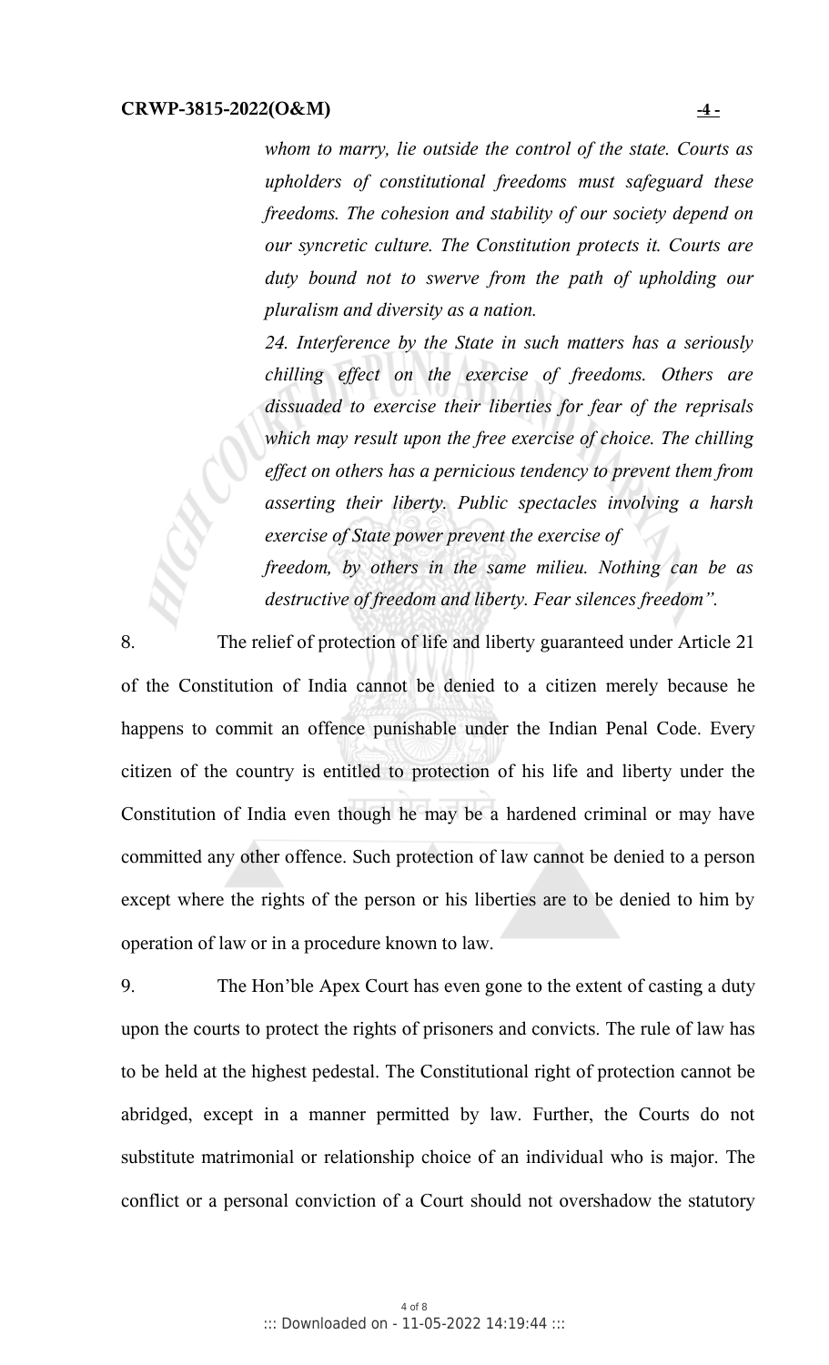> *whom to marry, lie outside the control of the state. Courts as upholders of constitutional freedoms must safeguard these freedoms. The cohesion and stability of our society depend on our syncretic culture. The Constitution protects it. Courts are duty bound not to swerve from the path of upholding our pluralism and diversity as a nation.*
>
> *24. Interference by the State in such matters has a seriously chilling effect on the exercise of freedoms. Others are dissuaded to exercise their liberties for fear of the reprisals which may result upon the free exercise of choice. The chilling effect on others has a pernicious tendency to prevent them from asserting their liberty. Public spectacles involving a harsh exercise of State power prevent the exercise of freedom, by others in the same milieu. Nothing can be as destructive of freedom and liberty. Fear silences freedom".*

8. The relief of protection of life and liberty guaranteed under Article 21 of the Constitution of India cannot be denied to a citizen merely because he happens to commit an offence punishable under the Indian Penal Code. Every citizen of the country is entitled to protection of his life and liberty under the Constitution of India even though he may be a hardened criminal or may have committed any other offence. Such protection of law cannot be denied to a person except where the rights of the person or his liberties are to be denied to him by operation of law or in a procedure known to law.

9. The Hon'ble Apex Court has even gone to the extent of casting a duty upon the courts to protect the rights of prisoners and convicts. The rule of law has to be held at the highest pedestal. The Constitutional right of protection cannot be abridged, except in a manner permitted by law. Further, the Courts do not substitute matrimonial or relationship choice of an individual who is major. The conflict or a personal conviction of a Court should not overshadow the statutory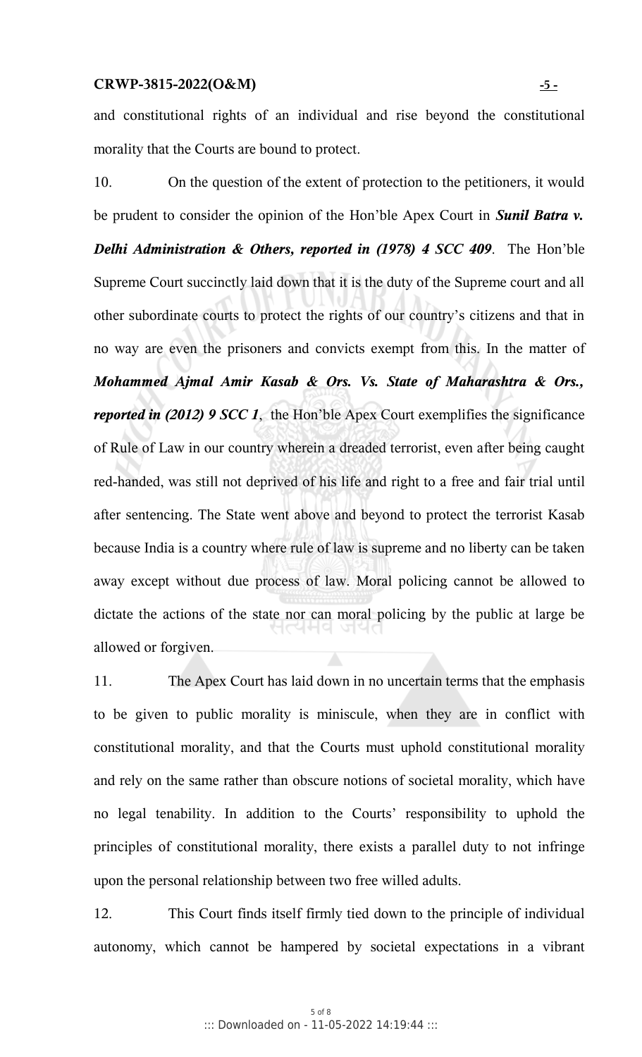and constitutional rights of an individual and rise beyond the constitutional morality that the Courts are bound to protect.

10. On the question of the extent of protection to the petitioners, it would be prudent to consider the opinion of the Hon'ble Apex Court in ***Sunil Batra v. Delhi Administration & Others, reported in (1978) 4 SCC 409***. The Hon'ble Supreme Court succinctly laid down that it is the duty of the Supreme court and all other subordinate courts to protect the rights of our country's citizens and that in no way are even the prisoners and convicts exempt from this. In the matter of ***Mohammed Ajmal Amir Kasab & Ors. Vs. State of Maharashtra & Ors., reported in (2012) 9 SCC 1***, the Hon'ble Apex Court exemplifies the significance of Rule of Law in our country wherein a dreaded terrorist, even after being caught red-handed, was still not deprived of his life and right to a free and fair trial until after sentencing. The State went above and beyond to protect the terrorist Kasab because India is a country where rule of law is supreme and no liberty can be taken away except without due process of law. Moral policing cannot be allowed to dictate the actions of the state nor can moral policing by the public at large be allowed or forgiven.

11. The Apex Court has laid down in no uncertain terms that the emphasis to be given to public morality is miniscule, when they are in conflict with constitutional morality, and that the Courts must uphold constitutional morality and rely on the same rather than obscure notions of societal morality, which have no legal tenability. In addition to the Courts' responsibility to uphold the principles of constitutional morality, there exists a parallel duty to not infringe upon the personal relationship between two free willed adults.

12. This Court finds itself firmly tied down to the principle of individual autonomy, which cannot be hampered by societal expectations in a vibrant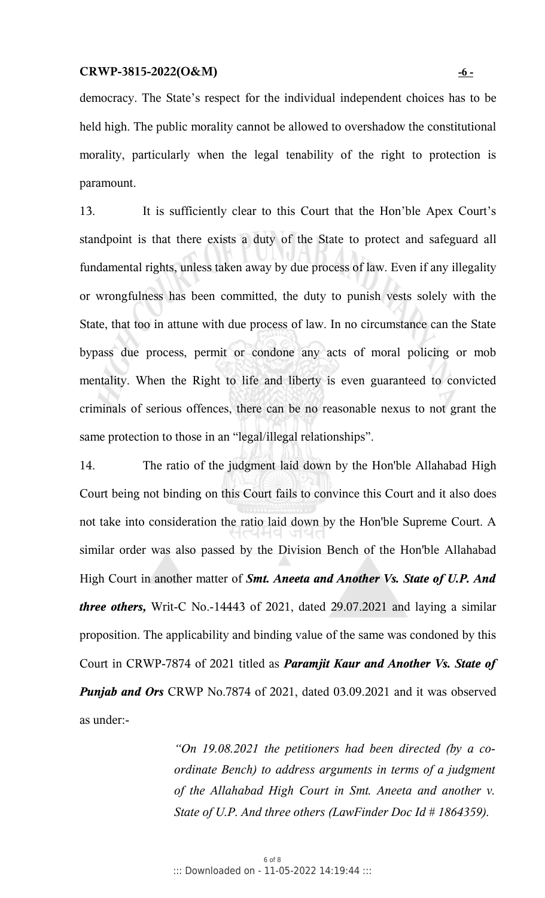democracy. The State's respect for the individual independent choices has to be held high. The public morality cannot be allowed to overshadow the constitutional morality, particularly when the legal tenability of the right to protection is paramount.

13. It is sufficiently clear to this Court that the Hon'ble Apex Court's standpoint is that there exists a duty of the State to protect and safeguard all fundamental rights, unless taken away by due process of law. Even if any illegality or wrongfulness has been committed, the duty to punish vests solely with the State, that too in attune with due process of law. In no circumstance can the State bypass due process, permit or condone any acts of moral policing or mob mentality. When the Right to life and liberty is even guaranteed to convicted criminals of serious offences, there can be no reasonable nexus to not grant the same protection to those in an "legal/illegal relationships".

14. The ratio of the judgment laid down by the Hon'ble Allahabad High Court being not binding on this Court fails to convince this Court and it also does not take into consideration the ratio laid down by the Hon'ble Supreme Court. A similar order was also passed by the Division Bench of the Hon'ble Allahabad High Court in another matter of ***Smt. Aneeta and Another Vs. State of U.P. And three others,*** Writ-C No.-14443 of 2021, dated 29.07.2021 and laying a similar proposition. The applicability and binding value of the same was condoned by this Court in CRWP-7874 of 2021 titled as ***Paramjit Kaur and Another Vs. State of Punjab and Ors*** CRWP No.7874 of 2021, dated 03.09.2021 and it was observed as under:-

> *"On 19.08.2021 the petitioners had been directed (by a co-ordinate Bench) to address arguments in terms of a judgment of the Allahabad High Court in Smt. Aneeta and another v. State of U.P. And three others (LawFinder Doc Id # 1864359).*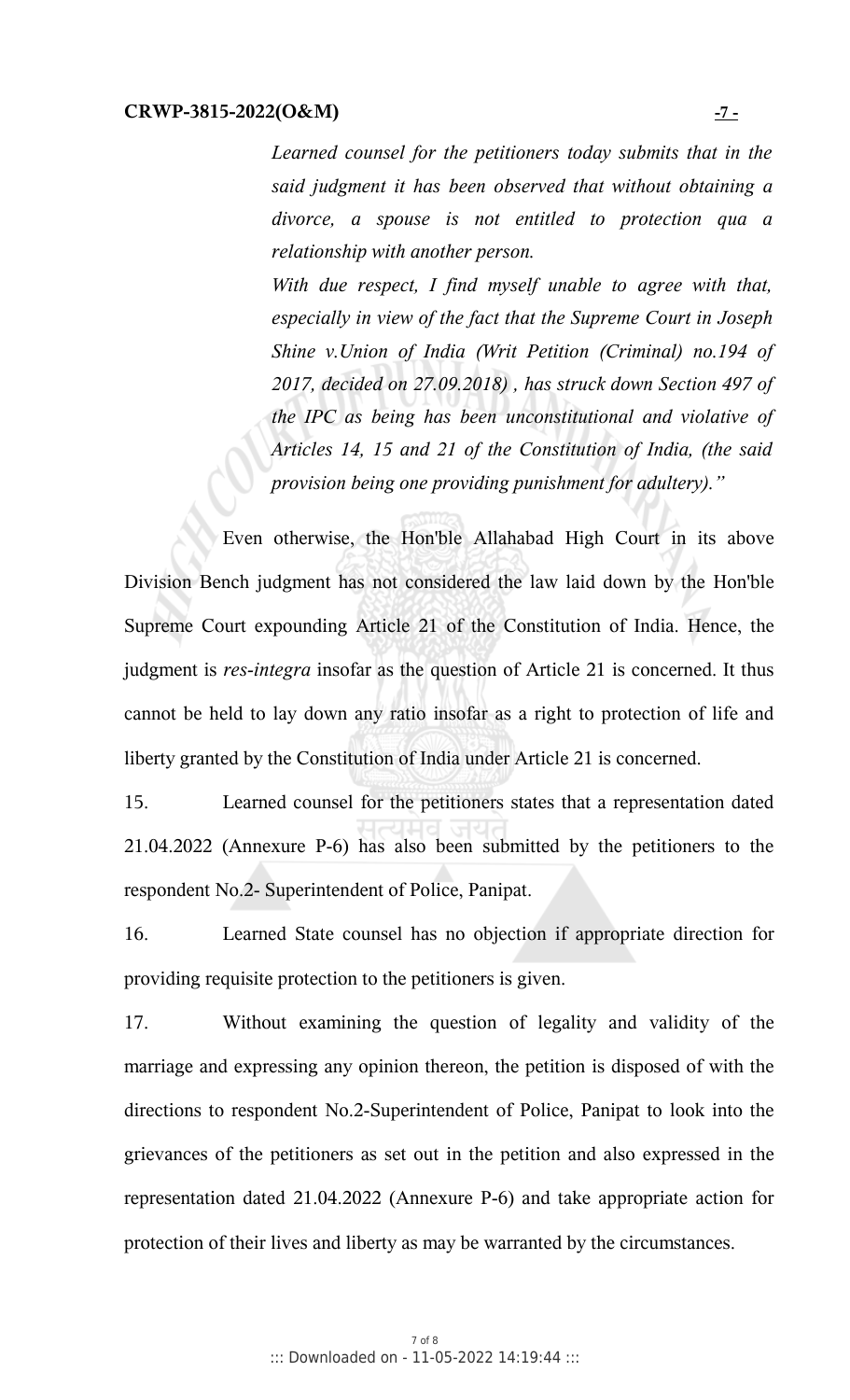> *Learned counsel for the petitioners today submits that in the said judgment it has been observed that without obtaining a divorce, a spouse is not entitled to protection qua a relationship with another person.*
>
> *With due respect, I find myself unable to agree with that, especially in view of the fact that the Supreme Court in Joseph Shine v.Union of India (Writ Petition (Criminal) no.194 of 2017, decided on 27.09.2018) , has struck down Section 497 of the IPC as being has been unconstitutional and violative of Articles 14, 15 and 21 of the Constitution of India, (the said provision being one providing punishment for adultery)."*

Even otherwise, the Hon'ble Allahabad High Court in its above Division Bench judgment has not considered the law laid down by the Hon'ble Supreme Court expounding Article 21 of the Constitution of India. Hence, the judgment is *res-integra* insofar as the question of Article 21 is concerned. It thus cannot be held to lay down any ratio insofar as a right to protection of life and liberty granted by the Constitution of India under Article 21 is concerned.

15. Learned counsel for the petitioners states that a representation dated 21.04.2022 (Annexure P-6) has also been submitted by the petitioners to the respondent No.2- Superintendent of Police, Panipat.

16. Learned State counsel has no objection if appropriate direction for providing requisite protection to the petitioners is given.

17. Without examining the question of legality and validity of the marriage and expressing any opinion thereon, the petition is disposed of with the directions to respondent No.2-Superintendent of Police, Panipat to look into the grievances of the petitioners as set out in the petition and also expressed in the representation dated 21.04.2022 (Annexure P-6) and take appropriate action for protection of their lives and liberty as may be warranted by the circumstances.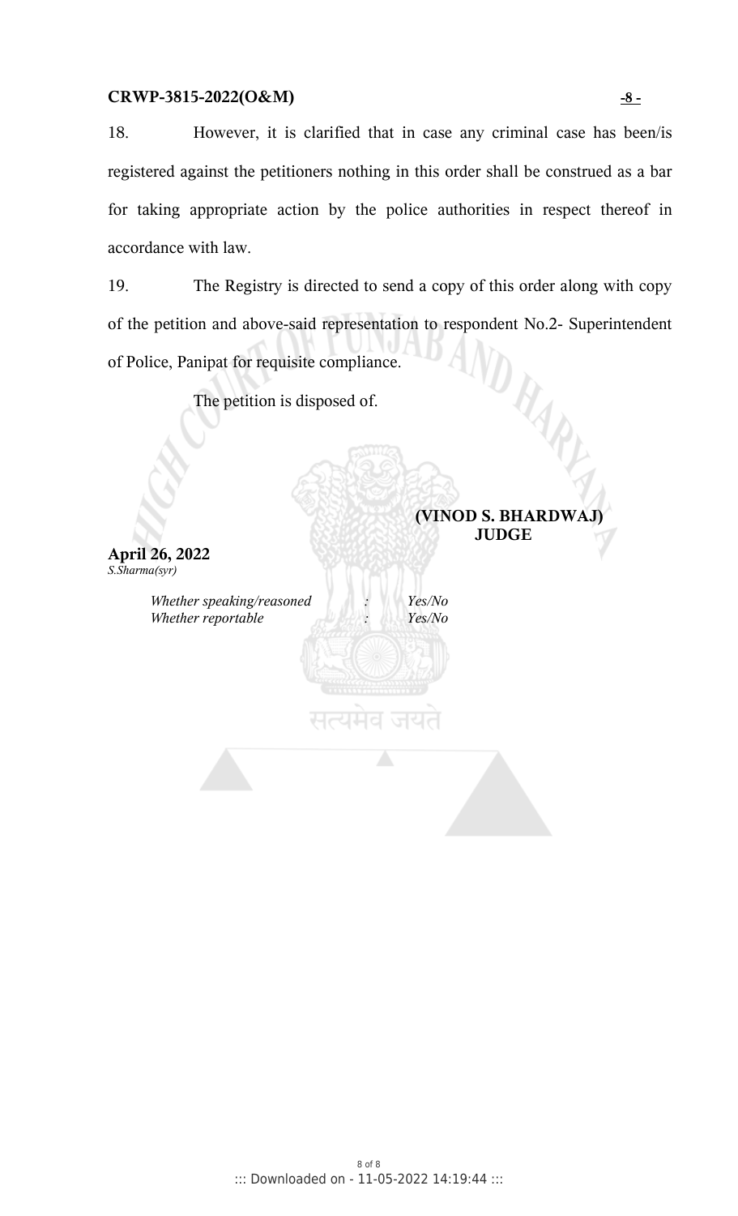18. However, it is clarified that in case any criminal case has been/is registered against the petitioners nothing in this order shall be construed as a bar for taking appropriate action by the police authorities in respect thereof in accordance with law.

19. The Registry is directed to send a copy of this order along with copy of the petition and above-said representation to respondent No.2- Superintendent of Police, Panipat for requisite compliance.

The petition is disposed of.

**(VINOD S. BHARDWAJ)**
**JUDGE**

**April 26, 2022**
*S.Sharma(syr)*

*Whether speaking/reasoned : Yes/No*
*Whether reportable : Yes/No*